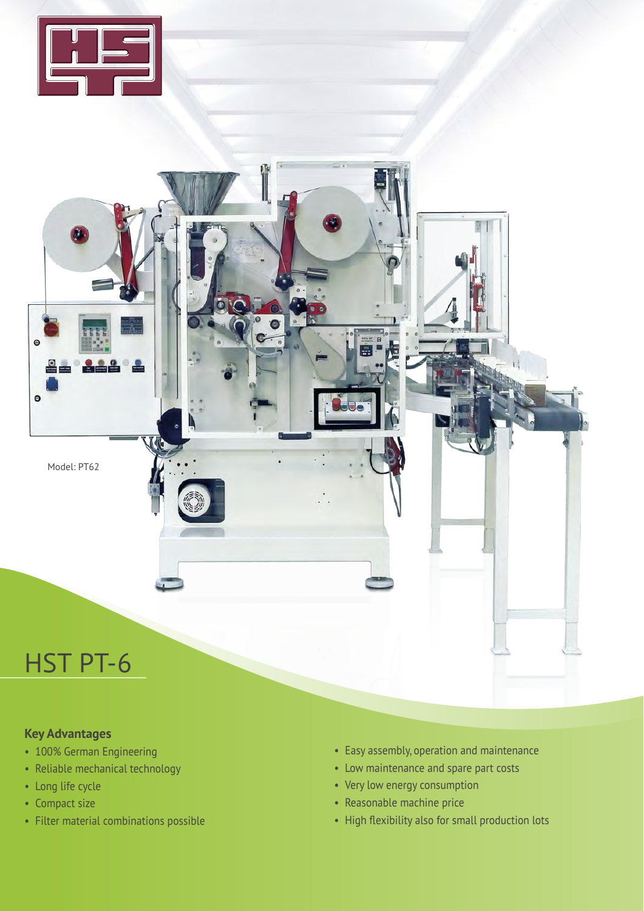Model: PT62

# HST PT-6

**Key Advantages**

- 100% German Engineering
- Reliable mechanical technology
- Long life cycle
- Compact size
- Filter material combinations possible
- Easy assembly, operation and maintenance
- Low maintenance and spare part costs
- Very low energy consumption
- Reasonable machine price
- High flexibility also for small production lots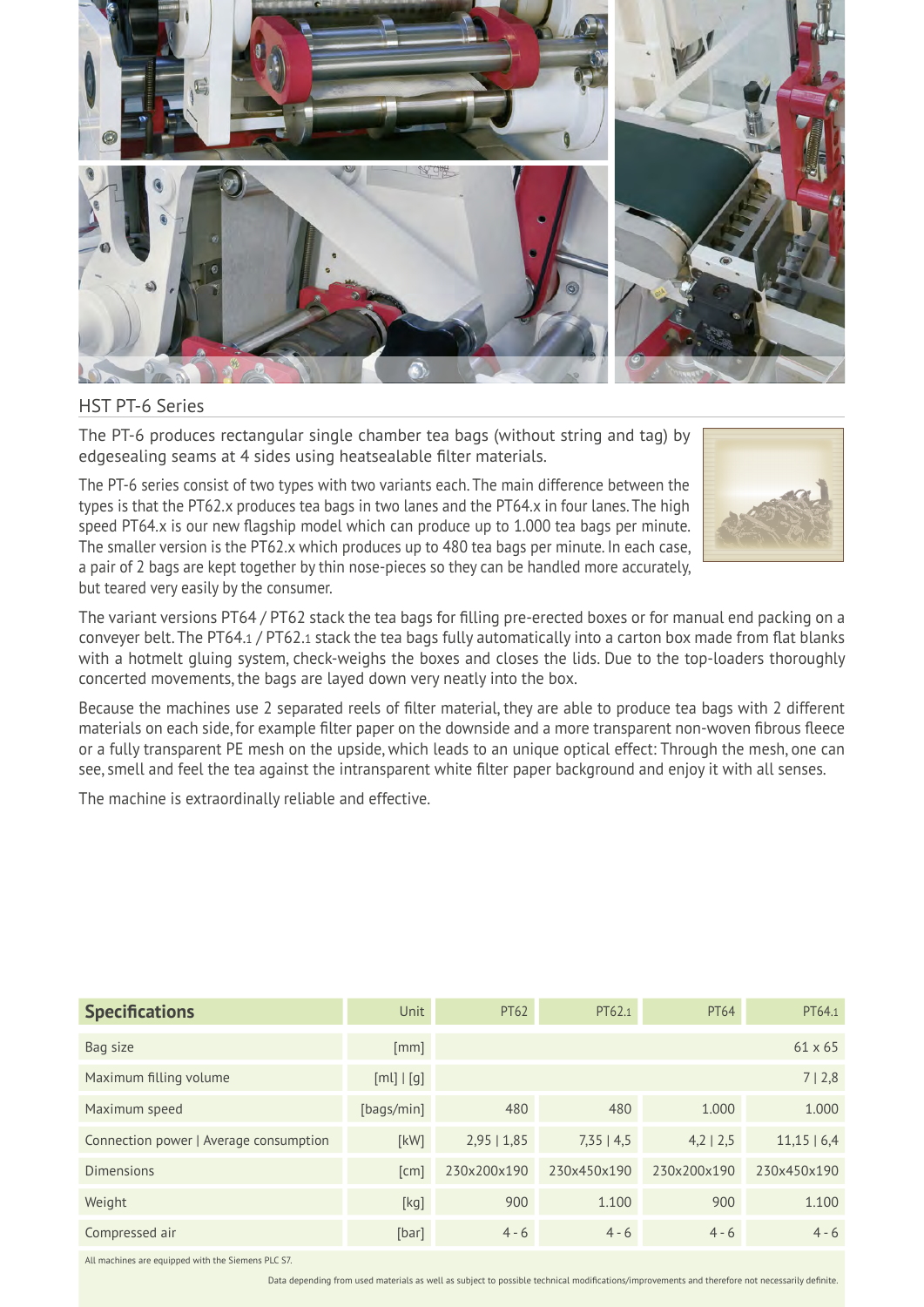## HST PT-6 Series

The PT-6 produces rectangular single chamber tea bags (without string and tag) by edgesealing seams at 4 sides using heatsealable filter materials.

The PT-6 series consist of two types with two variants each. The main difference between the types is that the PT62.x produces tea bags in two lanes and the PT64.x in four lanes. The high speed PT64.x is our new flagship model which can produce up to 1.000 tea bags per minute. The smaller version is the PT62.x which produces up to 480 tea bags per minute. In each case, a pair of 2 bags are kept together by thin nose-pieces so they can be handled more accurately, but teared very easily by the consumer.

The variant versions PT64 / PT62 stack the tea bags for filling pre-erected boxes or for manual end packing on a conveyer belt. The PT64.1 / PT62.1 stack the tea bags fully automatically into a carton box made from flat blanks with a hotmelt gluing system, check-weighs the boxes and closes the lids. Due to the top-loaders thoroughly concerted movements, the bags are layed down very neatly into the box.

Because the machines use 2 separated reels of filter material, they are able to produce tea bags with 2 different materials on each side, for example filter paper on the downside and a more transparent non-woven fibrous fleece or a fully transparent PE mesh on the upside, which leads to an unique optical effect: Through the mesh, one can see, smell and feel the tea against the intransparent white filter paper background and enjoy it with all senses.

The machine is extraordinally reliable and effective.

| **Specifications** | Unit | PT62 | PT62.1 | PT64 | PT64.1 |
|---|---|---|---|---|---|
| Bag size | [mm] | | | | 61 x 65 |
| Maximum filling volume | [ml] \| [g] | | | | 7 \| 2,8 |
| Maximum speed | [bags/min] | 480 | 480 | 1.000 | 1.000 |
| Connection power \| Average consumption | [kW] | 2,95 \| 1,85 | 7,35 \| 4,5 | 4,2 \| 2,5 | 11,15 \| 6,4 |
| Dimensions | [cm] | 230x200x190 | 230x450x190 | 230x200x190 | 230x450x190 |
| Weight | [kg] | 900 | 1.100 | 900 | 1.100 |
| Compressed air | [bar] | 4 - 6 | 4 - 6 | 4 - 6 | 4 - 6 |

All machines are equipped with the Siemens PLC S7.

Data depending from used materials as well as subject to possible technical modifications/improvements and therefore not necessarily definite.